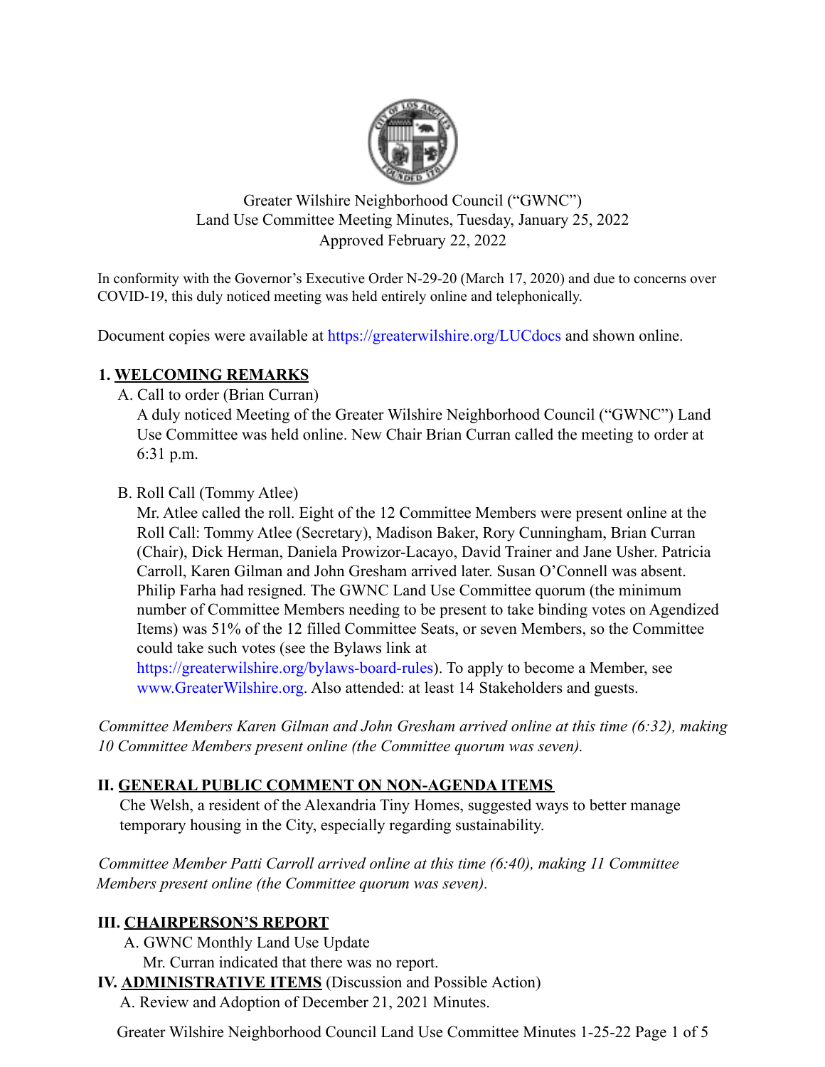Greater Wilshire Neighborhood Council ("GWNC")
Land Use Committee Meeting Minutes, Tuesday, January 25, 2022
Approved February 22, 2022

In conformity with the Governor's Executive Order N-29-20 (March 17, 2020) and due to concerns over COVID-19, this duly noticed meeting was held entirely online and telephonically.

Document copies were available at https://greaterwilshire.org/LUCdocs and shown online.

## 1. WELCOMING REMARKS

A. Call to order (Brian Curran)

A duly noticed Meeting of the Greater Wilshire Neighborhood Council ("GWNC") Land Use Committee was held online. New Chair Brian Curran called the meeting to order at 6:31 p.m.

B. Roll Call (Tommy Atlee)

Mr. Atlee called the roll. Eight of the 12 Committee Members were present online at the Roll Call: Tommy Atlee (Secretary), Madison Baker, Rory Cunningham, Brian Curran (Chair), Dick Herman, Daniela Prowizor-Lacayo, David Trainer and Jane Usher. Patricia Carroll, Karen Gilman and John Gresham arrived later. Susan O'Connell was absent. Philip Farha had resigned. The GWNC Land Use Committee quorum (the minimum number of Committee Members needing to be present to take binding votes on Agendized Items) was 51% of the 12 filled Committee Seats, or seven Members, so the Committee could take such votes (see the Bylaws link at https://greaterwilshire.org/bylaws-board-rules). To apply to become a Member, see www.GreaterWilshire.org. Also attended: at least 14 Stakeholders and guests.

*Committee Members Karen Gilman and John Gresham arrived online at this time (6:32), making 10 Committee Members present online (the Committee quorum was seven).*

## II. GENERAL PUBLIC COMMENT ON NON-AGENDA ITEMS

Che Welsh, a resident of the Alexandria Tiny Homes, suggested ways to better manage temporary housing in the City, especially regarding sustainability.

*Committee Member Patti Carroll arrived online at this time (6:40), making 11 Committee Members present online (the Committee quorum was seven).*

## III. CHAIRPERSON'S REPORT

A. GWNC Monthly Land Use Update

Mr. Curran indicated that there was no report.

## IV. ADMINISTRATIVE ITEMS (Discussion and Possible Action)

A. Review and Adoption of December 21, 2021 Minutes.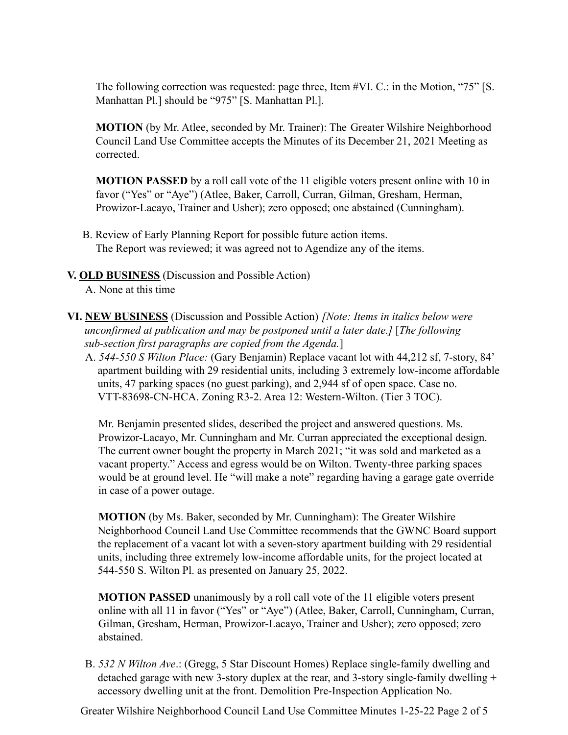The following correction was requested: page three, Item #VI. C.: in the Motion, "75" [S. Manhattan Pl.] should be "975" [S. Manhattan Pl.].

**MOTION** (by Mr. Atlee, seconded by Mr. Trainer): The Greater Wilshire Neighborhood Council Land Use Committee accepts the Minutes of its December 21, 2021 Meeting as corrected.

**MOTION PASSED** by a roll call vote of the 11 eligible voters present online with 10 in favor ("Yes" or "Aye") (Atlee, Baker, Carroll, Curran, Gilman, Gresham, Herman, Prowizor-Lacayo, Trainer and Usher); zero opposed; one abstained (Cunningham).

B. Review of Early Planning Report for possible future action items.
The Report was reviewed; it was agreed not to Agendize any of the items.

**V. <u>OLD BUSINESS</u>** (Discussion and Possible Action)

A. None at this time

**VI. <u>NEW BUSINESS</u>** (Discussion and Possible Action) *[Note: Items in italics below were unconfirmed at publication and may be postponed until a later date.]* [*The following sub-section first paragraphs are copied from the Agenda.*]

A. *544-550 S Wilton Place:* (Gary Benjamin) Replace vacant lot with 44,212 sf, 7-story, 84' apartment building with 29 residential units, including 3 extremely low-income affordable units, 47 parking spaces (no guest parking), and 2,944 sf of open space. Case no. VTT-83698-CN-HCA. Zoning R3-2. Area 12: Western-Wilton. (Tier 3 TOC).

Mr. Benjamin presented slides, described the project and answered questions. Ms. Prowizor-Lacayo, Mr. Cunningham and Mr. Curran appreciated the exceptional design. The current owner bought the property in March 2021; "it was sold and marketed as a vacant property." Access and egress would be on Wilton. Twenty-three parking spaces would be at ground level. He "will make a note" regarding having a garage gate override in case of a power outage.

**MOTION** (by Ms. Baker, seconded by Mr. Cunningham): The Greater Wilshire Neighborhood Council Land Use Committee recommends that the GWNC Board support the replacement of a vacant lot with a seven-story apartment building with 29 residential units, including three extremely low-income affordable units, for the project located at 544-550 S. Wilton Pl. as presented on January 25, 2022.

**MOTION PASSED** unanimously by a roll call vote of the 11 eligible voters present online with all 11 in favor ("Yes" or "Aye") (Atlee, Baker, Carroll, Cunningham, Curran, Gilman, Gresham, Herman, Prowizor-Lacayo, Trainer and Usher); zero opposed; zero abstained.

B. *532 N Wilton Ave*.: (Gregg, 5 Star Discount Homes) Replace single-family dwelling and detached garage with new 3-story duplex at the rear, and 3-story single-family dwelling + accessory dwelling unit at the front. Demolition Pre-Inspection Application No.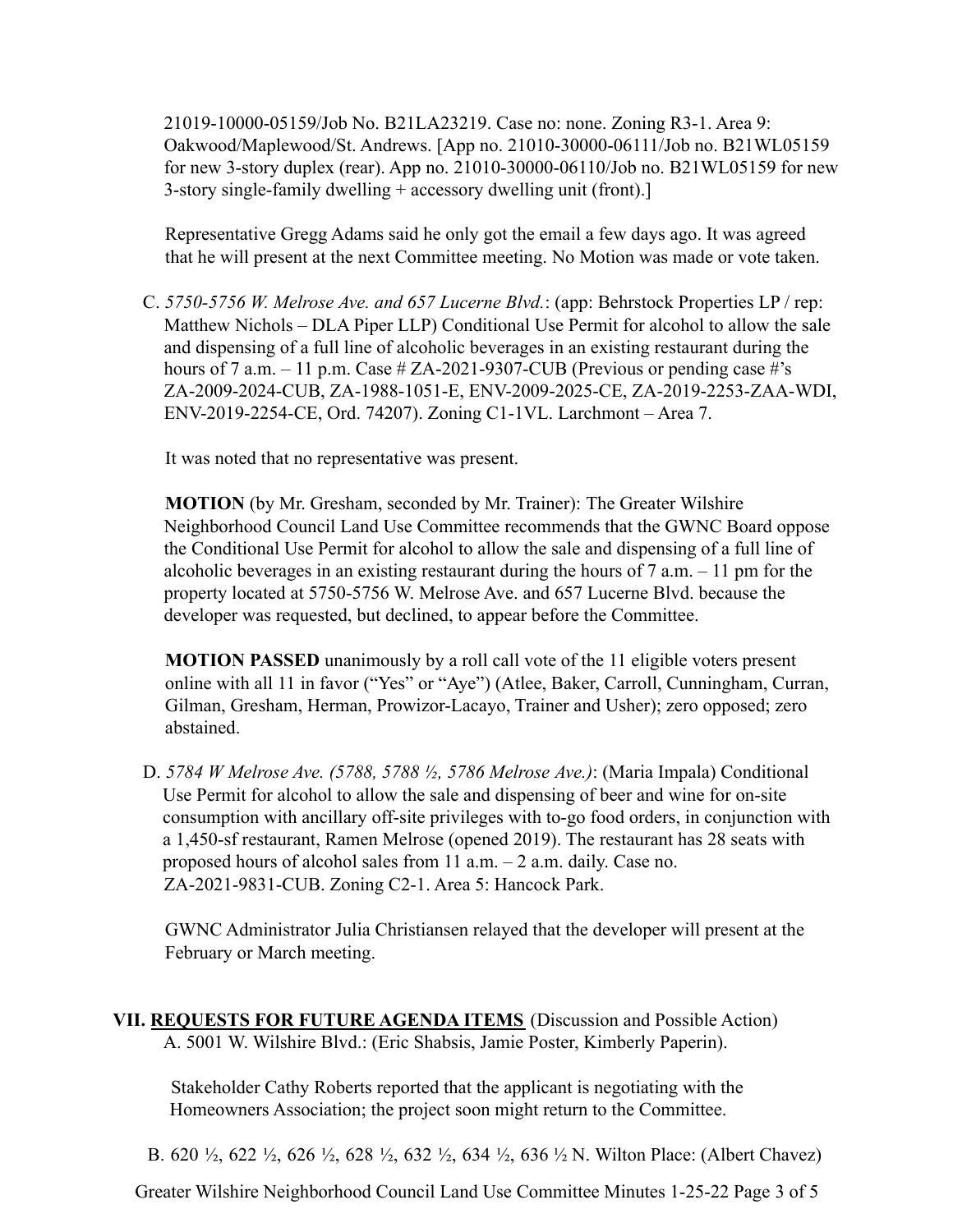21019-10000-05159/Job No. B21LA23219. Case no: none. Zoning R3-1. Area 9: Oakwood/Maplewood/St. Andrews. [App no. 21010-30000-06111/Job no. B21WL05159 for new 3-story duplex (rear). App no. 21010-30000-06110/Job no. B21WL05159 for new 3-story single-family dwelling + accessory dwelling unit (front).]

Representative Gregg Adams said he only got the email a few days ago. It was agreed that he will present at the next Committee meeting. No Motion was made or vote taken.

C. *5750-5756 W. Melrose Ave. and 657 Lucerne Blvd.*: (app: Behrstock Properties LP / rep: Matthew Nichols – DLA Piper LLP) Conditional Use Permit for alcohol to allow the sale and dispensing of a full line of alcoholic beverages in an existing restaurant during the hours of 7 a.m. – 11 p.m. Case # ZA-2021-9307-CUB (Previous or pending case #'s ZA-2009-2024-CUB, ZA-1988-1051-E, ENV-2009-2025-CE, ZA-2019-2253-ZAA-WDI, ENV-2019-2254-CE, Ord. 74207). Zoning C1-1VL. Larchmont – Area 7.

It was noted that no representative was present.

**MOTION** (by Mr. Gresham, seconded by Mr. Trainer): The Greater Wilshire Neighborhood Council Land Use Committee recommends that the GWNC Board oppose the Conditional Use Permit for alcohol to allow the sale and dispensing of a full line of alcoholic beverages in an existing restaurant during the hours of 7 a.m. – 11 pm for the property located at 5750-5756 W. Melrose Ave. and 657 Lucerne Blvd. because the developer was requested, but declined, to appear before the Committee.

**MOTION PASSED** unanimously by a roll call vote of the 11 eligible voters present online with all 11 in favor ("Yes" or "Aye") (Atlee, Baker, Carroll, Cunningham, Curran, Gilman, Gresham, Herman, Prowizor-Lacayo, Trainer and Usher); zero opposed; zero abstained.

D. *5784 W Melrose Ave. (5788, 5788 ½, 5786 Melrose Ave.)*: (Maria Impala) Conditional Use Permit for alcohol to allow the sale and dispensing of beer and wine for on-site consumption with ancillary off-site privileges with to-go food orders, in conjunction with a 1,450-sf restaurant, Ramen Melrose (opened 2019). The restaurant has 28 seats with proposed hours of alcohol sales from 11 a.m. – 2 a.m. daily. Case no. ZA-2021-9831-CUB. Zoning C2-1. Area 5: Hancock Park.

GWNC Administrator Julia Christiansen relayed that the developer will present at the February or March meeting.

## VII. <u>REQUESTS FOR FUTURE AGENDA ITEMS</u> (Discussion and Possible Action)

A. 5001 W. Wilshire Blvd.: (Eric Shabsis, Jamie Poster, Kimberly Paperin).

Stakeholder Cathy Roberts reported that the applicant is negotiating with the Homeowners Association; the project soon might return to the Committee.

B. 620 ½, 622 ½, 626 ½, 628 ½, 632 ½, 634 ½, 636 ½ N. Wilton Place: (Albert Chavez)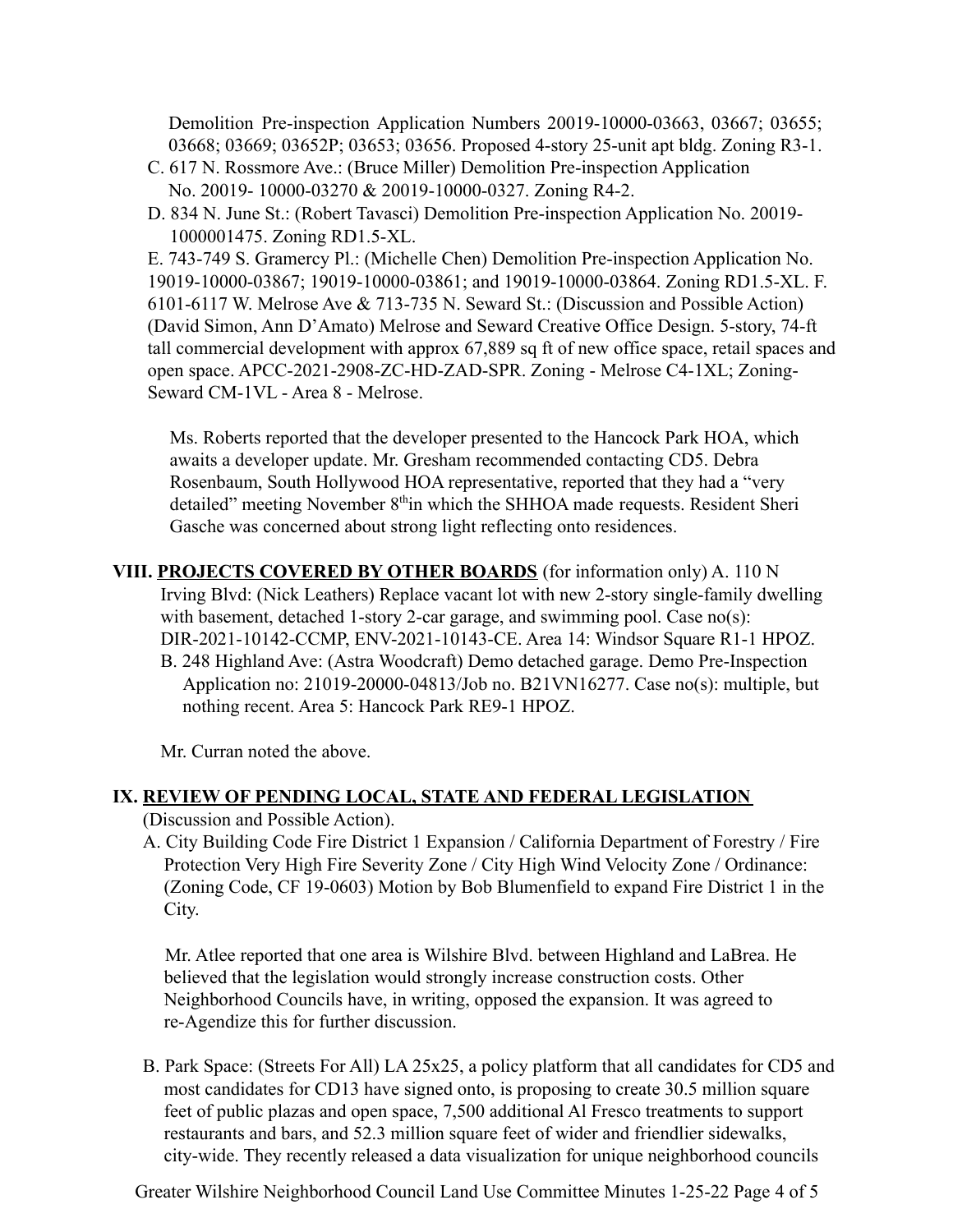Demolition Pre-inspection Application Numbers 20019-10000-03663, 03667; 03655; 03668; 03669; 03652P; 03653; 03656. Proposed 4-story 25-unit apt bldg. Zoning R3-1.

C. 617 N. Rossmore Ave.: (Bruce Miller) Demolition Pre-inspection Application No. 20019- 10000-03270 & 20019-10000-0327. Zoning R4-2.

D. 834 N. June St.: (Robert Tavasci) Demolition Pre-inspection Application No. 20019-1000001475. Zoning RD1.5-XL.

E. 743-749 S. Gramercy Pl.: (Michelle Chen) Demolition Pre-inspection Application No. 19019-10000-03867; 19019-10000-03861; and 19019-10000-03864. Zoning RD1.5-XL. F. 6101-6117 W. Melrose Ave & 713-735 N. Seward St.: (Discussion and Possible Action) (David Simon, Ann D'Amato) Melrose and Seward Creative Office Design. 5-story, 74-ft tall commercial development with approx 67,889 sq ft of new office space, retail spaces and open space. APCC-2021-2908-ZC-HD-ZAD-SPR. Zoning - Melrose C4-1XL; Zoning-Seward CM-1VL - Area 8 - Melrose.

Ms. Roberts reported that the developer presented to the Hancock Park HOA, which awaits a developer update. Mr. Gresham recommended contacting CD5. Debra Rosenbaum, South Hollywood HOA representative, reported that they had a "very detailed" meeting November 8th in which the SHHOA made requests. Resident Sheri Gasche was concerned about strong light reflecting onto residences.

**VIII. PROJECTS COVERED BY OTHER BOARDS** (for information only) A. 110 N Irving Blvd: (Nick Leathers) Replace vacant lot with new 2-story single-family dwelling with basement, detached 1-story 2-car garage, and swimming pool. Case no(s): DIR-2021-10142-CCMP, ENV-2021-10143-CE. Area 14: Windsor Square R1-1 HPOZ.

B. 248 Highland Ave: (Astra Woodcraft) Demo detached garage. Demo Pre-Inspection Application no: 21019-20000-04813/Job no. B21VN16277. Case no(s): multiple, but nothing recent. Area 5: Hancock Park RE9-1 HPOZ.

Mr. Curran noted the above.

**IX. REVIEW OF PENDING LOCAL, STATE AND FEDERAL LEGISLATION** (Discussion and Possible Action).

A. City Building Code Fire District 1 Expansion / California Department of Forestry / Fire Protection Very High Fire Severity Zone / City High Wind Velocity Zone / Ordinance: (Zoning Code, CF 19-0603) Motion by Bob Blumenfield to expand Fire District 1 in the City.

Mr. Atlee reported that one area is Wilshire Blvd. between Highland and LaBrea. He believed that the legislation would strongly increase construction costs. Other Neighborhood Councils have, in writing, opposed the expansion. It was agreed to re-Agendize this for further discussion.

B. Park Space: (Streets For All) LA 25x25, a policy platform that all candidates for CD5 and most candidates for CD13 have signed onto, is proposing to create 30.5 million square feet of public plazas and open space, 7,500 additional Al Fresco treatments to support restaurants and bars, and 52.3 million square feet of wider and friendlier sidewalks, city-wide. They recently released a data visualization for unique neighborhood councils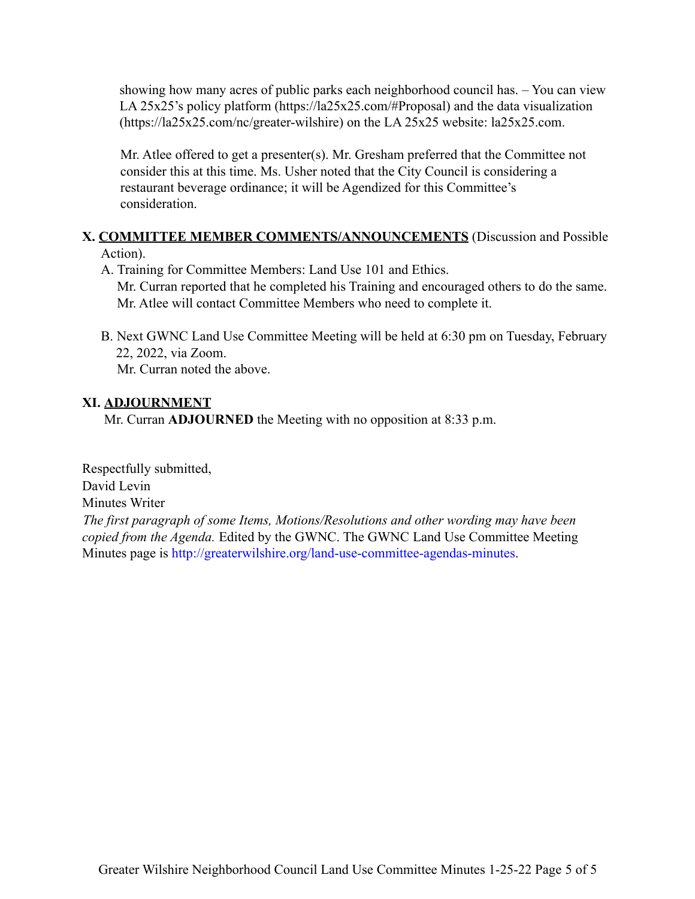showing how many acres of public parks each neighborhood council has. – You can view LA 25x25's policy platform (https://la25x25.com/#Proposal) and the data visualization (https://la25x25.com/nc/greater-wilshire) on the LA 25x25 website: la25x25.com.

Mr. Atlee offered to get a presenter(s). Mr. Gresham preferred that the Committee not consider this at this time. Ms. Usher noted that the City Council is considering a restaurant beverage ordinance; it will be Agendized for this Committee's consideration.

**X. COMMITTEE MEMBER COMMENTS/ANNOUNCEMENTS** (Discussion and Possible Action).

A. Training for Committee Members: Land Use 101 and Ethics.
   Mr. Curran reported that he completed his Training and encouraged others to do the same. Mr. Atlee will contact Committee Members who need to complete it.

B. Next GWNC Land Use Committee Meeting will be held at 6:30 pm on Tuesday, February 22, 2022, via Zoom.
   Mr. Curran noted the above.

**XI. ADJOURNMENT**

Mr. Curran **ADJOURNED** the Meeting with no opposition at 8:33 p.m.

Respectfully submitted,
David Levin
Minutes Writer
*The first paragraph of some Items, Motions/Resolutions and other wording may have been copied from the Agenda.* Edited by the GWNC. The GWNC Land Use Committee Meeting Minutes page is http://greaterwilshire.org/land-use-committee-agendas-minutes.